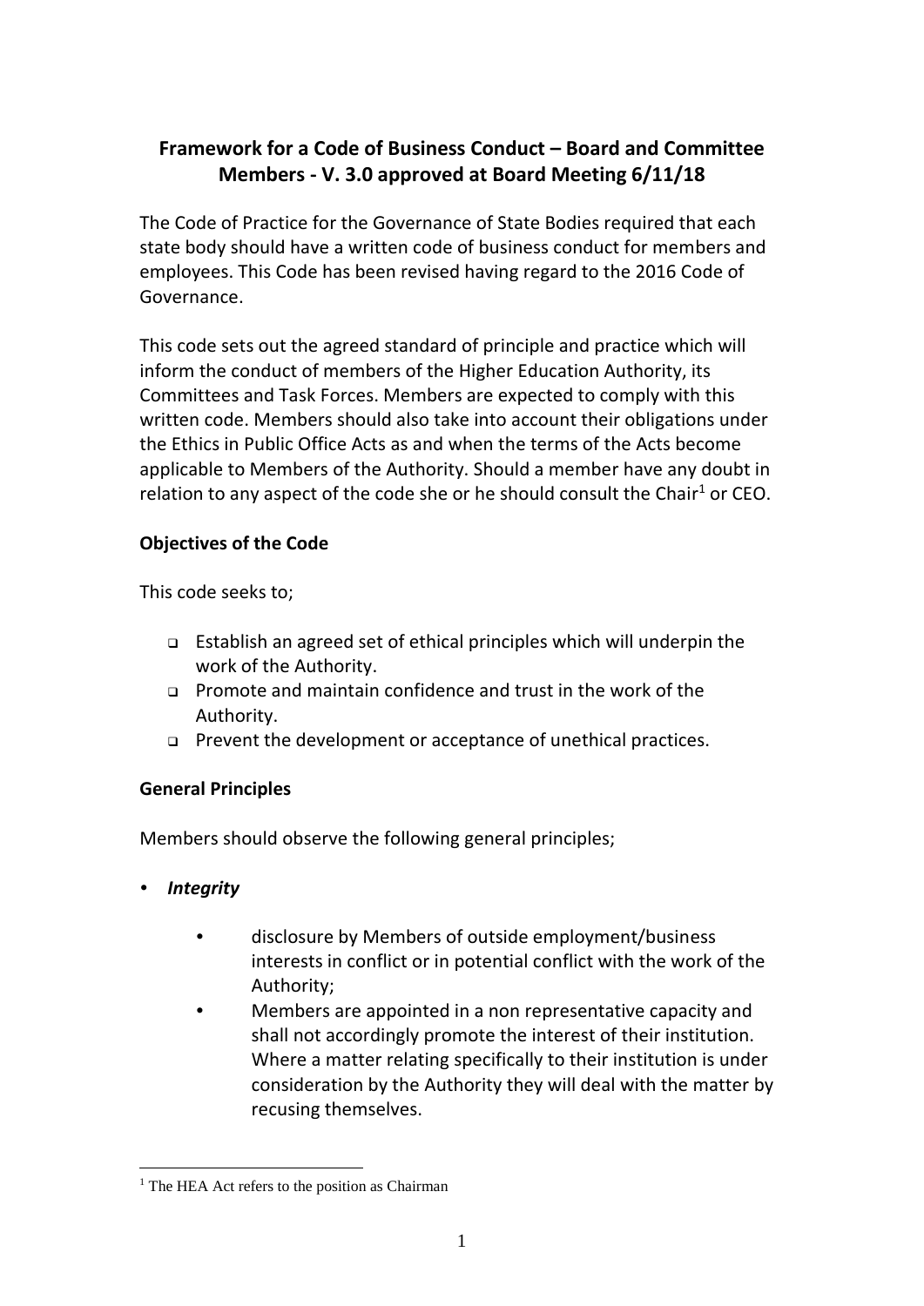# Framework for a Code of Business Conduct – Board and Committee Members - V. 3.0 approved at Board Meeting 6/11/18

The Code of Practice for the Governance of State Bodies required that each state body should have a written code of business conduct for members and employees. This Code has been revised having regard to the 2016 Code of Governance.

This code sets out the agreed standard of principle and practice which will inform the conduct of members of the Higher Education Authority, its Committees and Task Forces. Members are expected to comply with this written code. Members should also take into account their obligations under the Ethics in Public Office Acts as and when the terms of the Acts become applicable to Members of the Authority. Should a member have any doubt in relation to any aspect of the code she or he should consult the Chair[1] or CEO.

## Objectives of the Code

This code seeks to;

- Establish an agreed set of ethical principles which will underpin the work of the Authority.
- Promote and maintain confidence and trust in the work of the Authority.
- Prevent the development or acceptance of unethical practices.

## General Principles

Members should observe the following general principles;

- ***Integrity***
  - disclosure by Members of outside employment/business interests in conflict or in potential conflict with the work of the Authority;
  - Members are appointed in a non representative capacity and shall not accordingly promote the interest of their institution. Where a matter relating specifically to their institution is under consideration by the Authority they will deal with the matter by recusing themselves.

[1] The HEA Act refers to the position as Chairman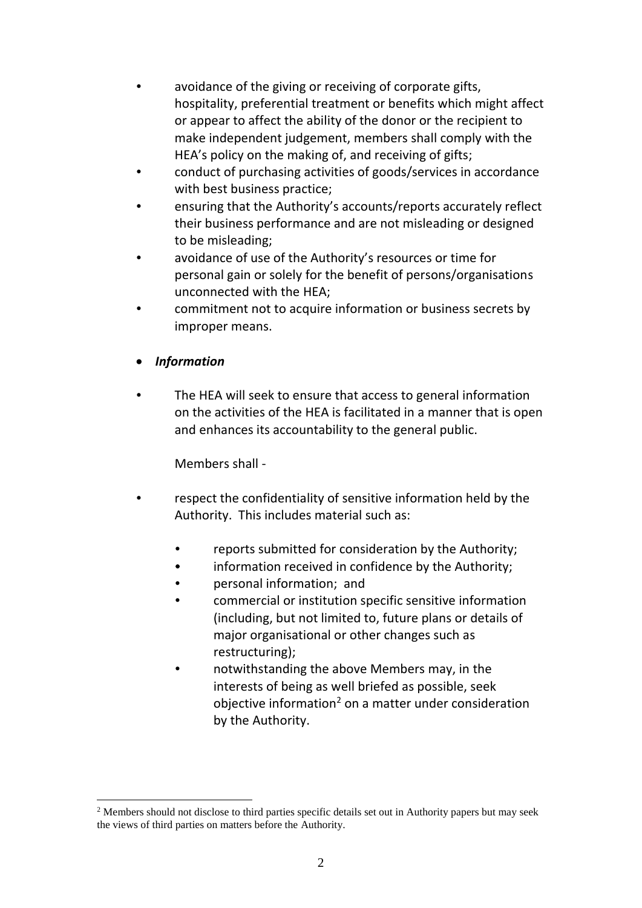- avoidance of the giving or receiving of corporate gifts, hospitality, preferential treatment or benefits which might affect or appear to affect the ability of the donor or the recipient to make independent judgement, members shall comply with the HEA's policy on the making of, and receiving of gifts;
- conduct of purchasing activities of goods/services in accordance with best business practice;
- ensuring that the Authority's accounts/reports accurately reflect their business performance and are not misleading or designed to be misleading;
- avoidance of use of the Authority's resources or time for personal gain or solely for the benefit of persons/organisations unconnected with the HEA;
- commitment not to acquire information or business secrets by improper means.

- ***Information***

- The HEA will seek to ensure that access to general information on the activities of the HEA is facilitated in a manner that is open and enhances its accountability to the general public.

  Members shall -

- respect the confidentiality of sensitive information held by the Authority. This includes material such as:
  - reports submitted for consideration by the Authority;
  - information received in confidence by the Authority;
  - personal information; and
  - commercial or institution specific sensitive information (including, but not limited to, future plans or details of major organisational or other changes such as restructuring);
  - notwithstanding the above Members may, in the interests of being as well briefed as possible, seek objective information[2] on a matter under consideration by the Authority.

[2] Members should not disclose to third parties specific details set out in Authority papers but may seek the views of third parties on matters before the Authority.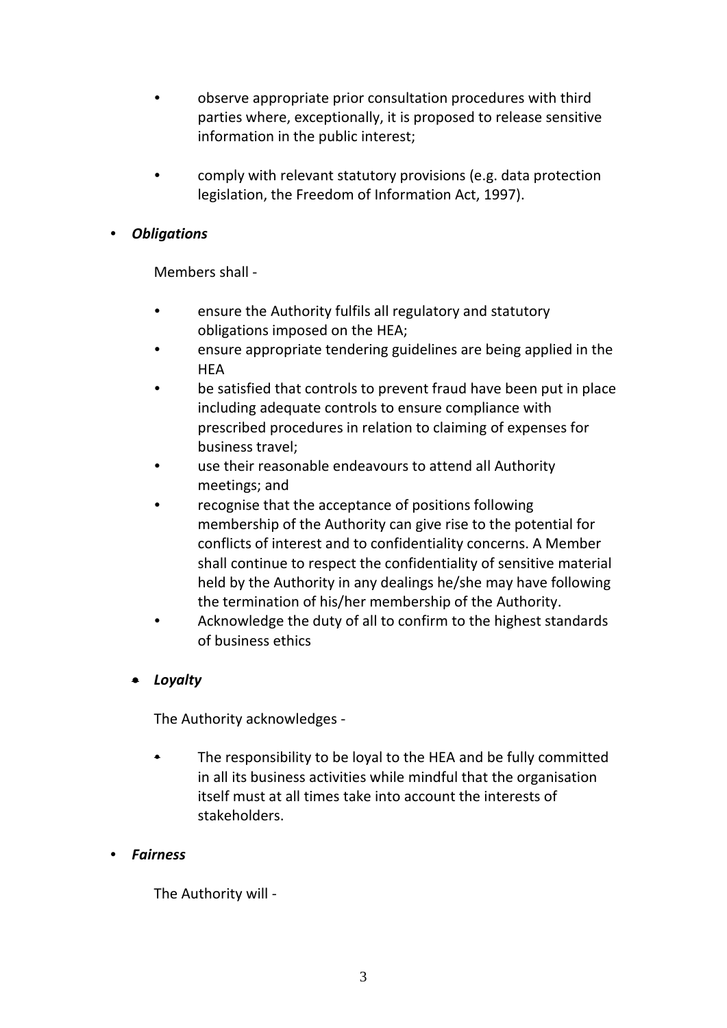- observe appropriate prior consultation procedures with third parties where, exceptionally, it is proposed to release sensitive information in the public interest;

- comply with relevant statutory provisions (e.g. data protection legislation, the Freedom of Information Act, 1997).

- ***Obligations***

  Members shall -

  - ensure the Authority fulfils all regulatory and statutory obligations imposed on the HEA;
  - ensure appropriate tendering guidelines are being applied in the HEA
  - be satisfied that controls to prevent fraud have been put in place including adequate controls to ensure compliance with prescribed procedures in relation to claiming of expenses for business travel;
  - use their reasonable endeavours to attend all Authority meetings; and
  - recognise that the acceptance of positions following membership of the Authority can give rise to the potential for conflicts of interest and to confidentiality concerns. A Member shall continue to respect the confidentiality of sensitive material held by the Authority in any dealings he/she may have following the termination of his/her membership of the Authority.
  - Acknowledge the duty of all to confirm to the highest standards of business ethics

- ***Loyalty***

  The Authority acknowledges -

  - The responsibility to be loyal to the HEA and be fully committed in all its business activities while mindful that the organisation itself must at all times take into account the interests of stakeholders.

- ***Fairness***

  The Authority will -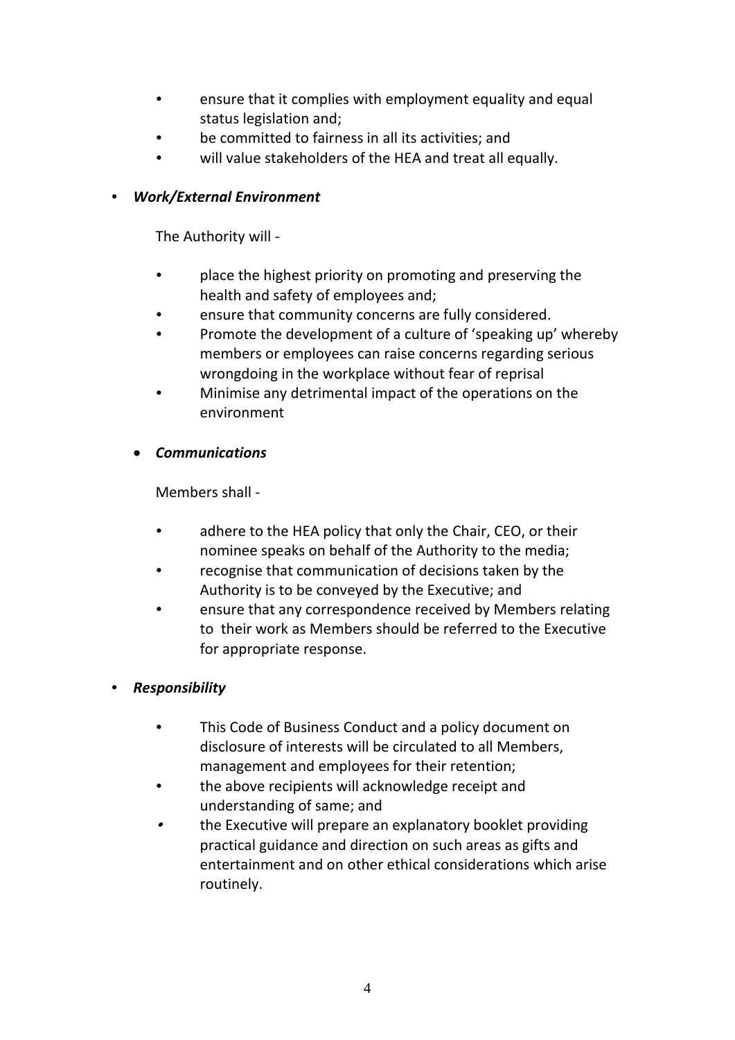- ensure that it complies with employment equality and equal status legislation and;
- be committed to fairness in all its activities; and
- will value stakeholders of the HEA and treat all equally.

- ***Work/External Environment***

  The Authority will -

  - place the highest priority on promoting and preserving the health and safety of employees and;
  - ensure that community concerns are fully considered.
  - Promote the development of a culture of 'speaking up' whereby members or employees can raise concerns regarding serious wrongdoing in the workplace without fear of reprisal
  - Minimise any detrimental impact of the operations on the environment

  - ***Communications***

    Members shall -

    - adhere to the HEA policy that only the Chair, CEO, or their nominee speaks on behalf of the Authority to the media;
    - recognise that communication of decisions taken by the Authority is to be conveyed by the Executive; and
    - ensure that any correspondence received by Members relating to their work as Members should be referred to the Executive for appropriate response.

- ***Responsibility***

  - This Code of Business Conduct and a policy document on disclosure of interests will be circulated to all Members, management and employees for their retention;
  - the above recipients will acknowledge receipt and understanding of same; and
  - the Executive will prepare an explanatory booklet providing practical guidance and direction on such areas as gifts and entertainment and on other ethical considerations which arise routinely.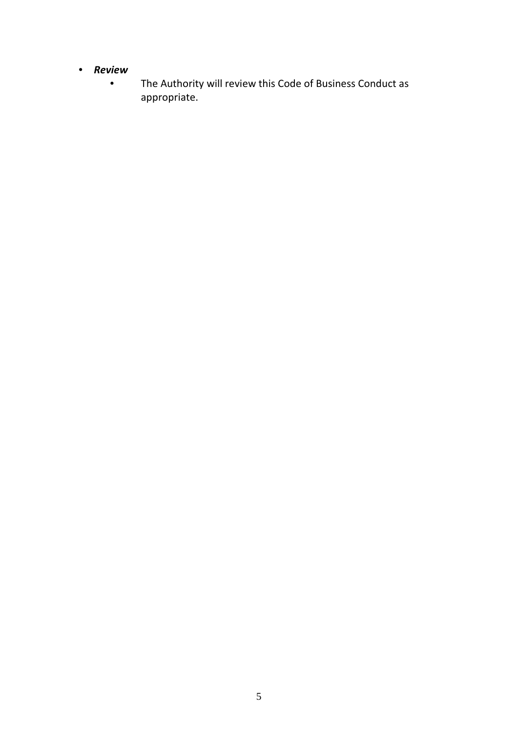- ***Review***
    - The Authority will review this Code of Business Conduct as appropriate.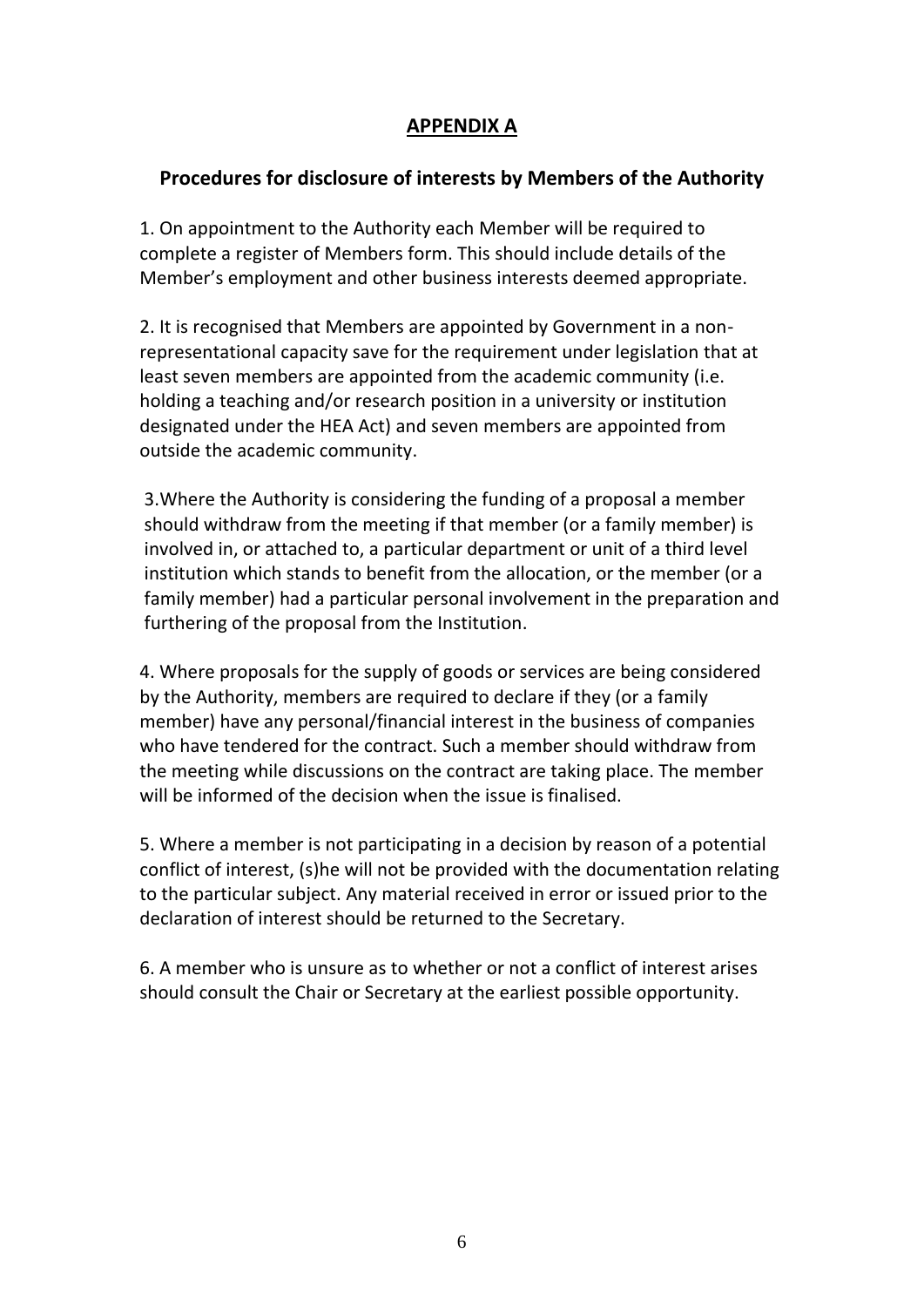# APPENDIX A

## Procedures for disclosure of interests by Members of the Authority

1. On appointment to the Authority each Member will be required to complete a register of Members form. This should include details of the Member's employment and other business interests deemed appropriate.

2. It is recognised that Members are appointed by Government in a non-representational capacity save for the requirement under legislation that at least seven members are appointed from the academic community (i.e. holding a teaching and/or research position in a university or institution designated under the HEA Act) and seven members are appointed from outside the academic community.

3. Where the Authority is considering the funding of a proposal a member should withdraw from the meeting if that member (or a family member) is involved in, or attached to, a particular department or unit of a third level institution which stands to benefit from the allocation, or the member (or a family member) had a particular personal involvement in the preparation and furthering of the proposal from the Institution.

4. Where proposals for the supply of goods or services are being considered by the Authority, members are required to declare if they (or a family member) have any personal/financial interest in the business of companies who have tendered for the contract. Such a member should withdraw from the meeting while discussions on the contract are taking place. The member will be informed of the decision when the issue is finalised.

5. Where a member is not participating in a decision by reason of a potential conflict of interest, (s)he will not be provided with the documentation relating to the particular subject. Any material received in error or issued prior to the declaration of interest should be returned to the Secretary.

6. A member who is unsure as to whether or not a conflict of interest arises should consult the Chair or Secretary at the earliest possible opportunity.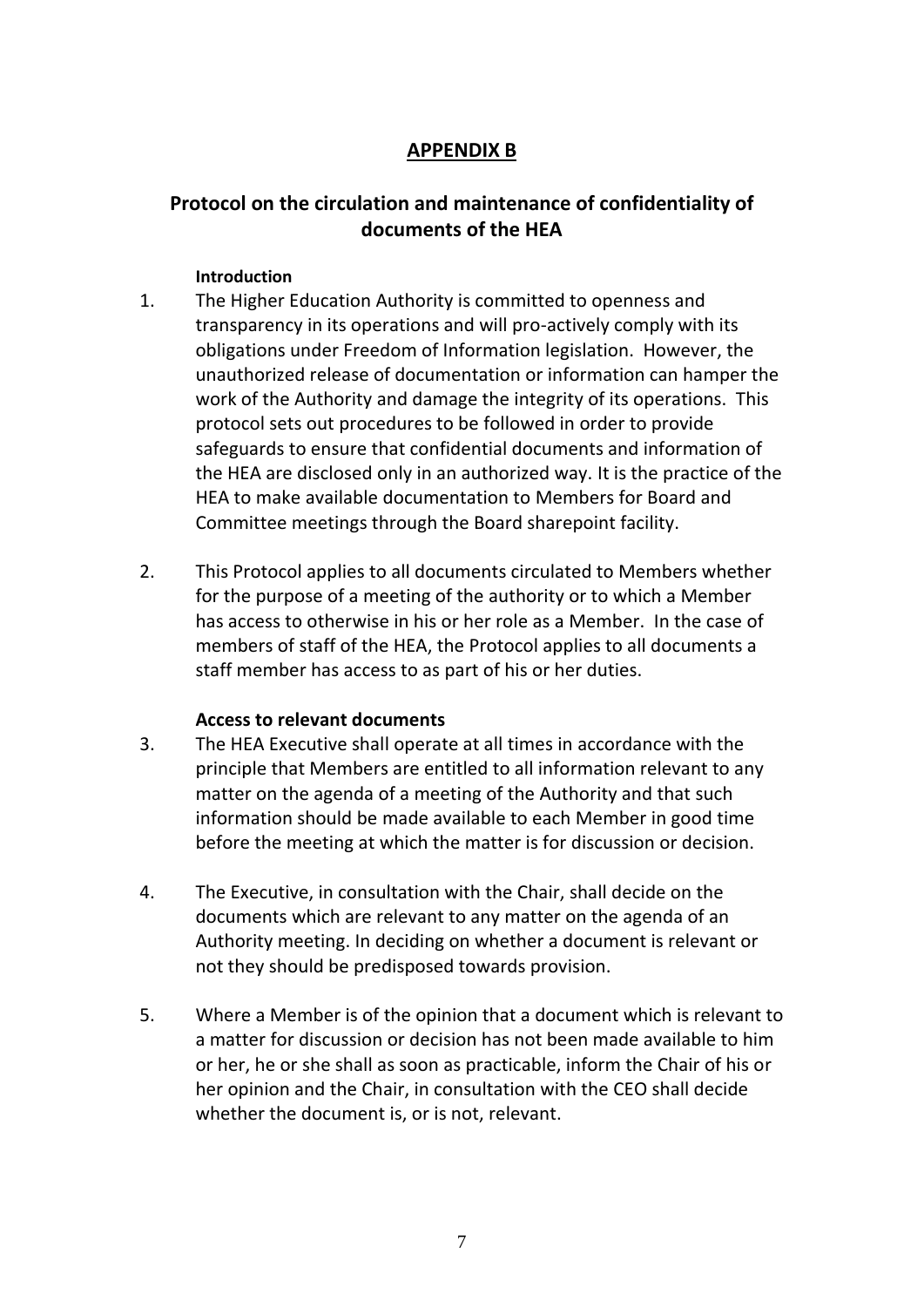## APPENDIX B

## Protocol on the circulation and maintenance of confidentiality of documents of the HEA

**Introduction**

1. The Higher Education Authority is committed to openness and transparency in its operations and will pro-actively comply with its obligations under Freedom of Information legislation. However, the unauthorized release of documentation or information can hamper the work of the Authority and damage the integrity of its operations. This protocol sets out procedures to be followed in order to provide safeguards to ensure that confidential documents and information of the HEA are disclosed only in an authorized way. It is the practice of the HEA to make available documentation to Members for Board and Committee meetings through the Board sharepoint facility.

2. This Protocol applies to all documents circulated to Members whether for the purpose of a meeting of the authority or to which a Member has access to otherwise in his or her role as a Member. In the case of members of staff of the HEA, the Protocol applies to all documents a staff member has access to as part of his or her duties.

**Access to relevant documents**

3. The HEA Executive shall operate at all times in accordance with the principle that Members are entitled to all information relevant to any matter on the agenda of a meeting of the Authority and that such information should be made available to each Member in good time before the meeting at which the matter is for discussion or decision.

4. The Executive, in consultation with the Chair, shall decide on the documents which are relevant to any matter on the agenda of an Authority meeting. In deciding on whether a document is relevant or not they should be predisposed towards provision.

5. Where a Member is of the opinion that a document which is relevant to a matter for discussion or decision has not been made available to him or her, he or she shall as soon as practicable, inform the Chair of his or her opinion and the Chair, in consultation with the CEO shall decide whether the document is, or is not, relevant.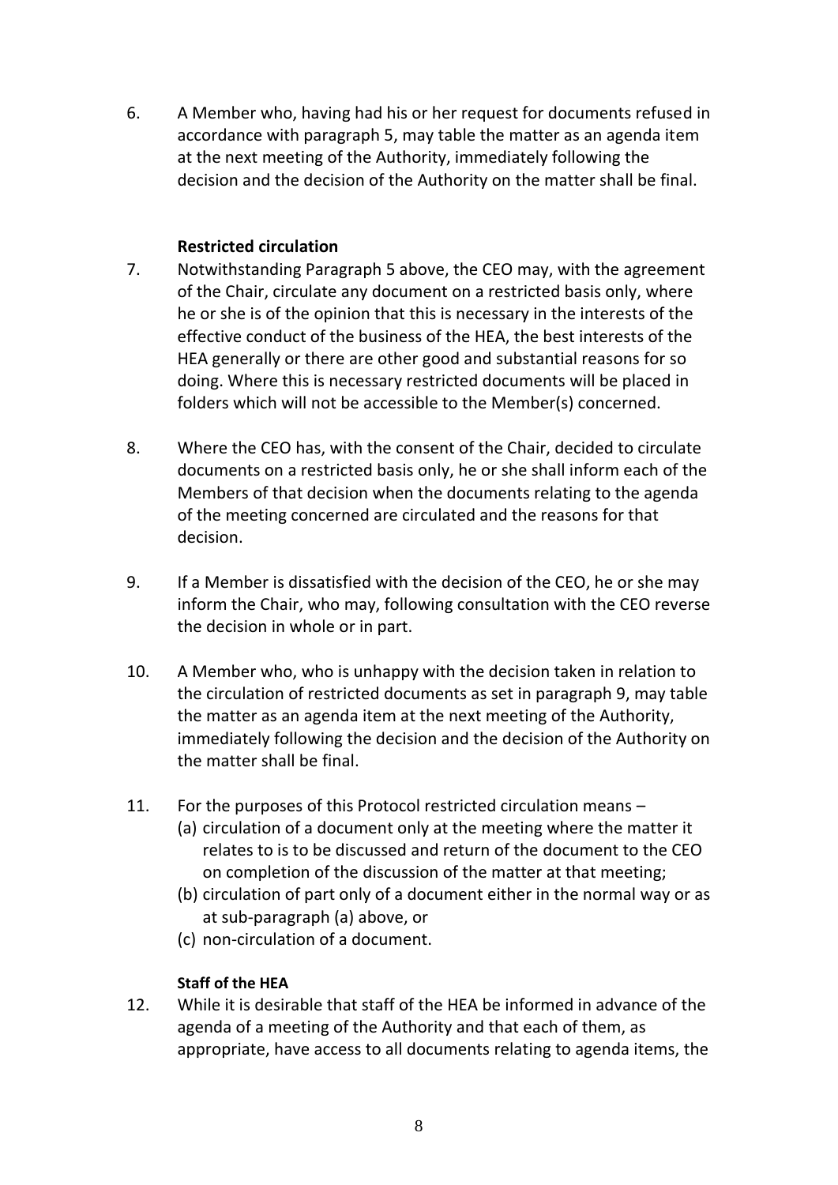6. A Member who, having had his or her request for documents refused in accordance with paragraph 5, may table the matter as an agenda item at the next meeting of the Authority, immediately following the decision and the decision of the Authority on the matter shall be final.

**Restricted circulation**

7. Notwithstanding Paragraph 5 above, the CEO may, with the agreement of the Chair, circulate any document on a restricted basis only, where he or she is of the opinion that this is necessary in the interests of the effective conduct of the business of the HEA, the best interests of the HEA generally or there are other good and substantial reasons for so doing. Where this is necessary restricted documents will be placed in folders which will not be accessible to the Member(s) concerned.

8. Where the CEO has, with the consent of the Chair, decided to circulate documents on a restricted basis only, he or she shall inform each of the Members of that decision when the documents relating to the agenda of the meeting concerned are circulated and the reasons for that decision.

9. If a Member is dissatisfied with the decision of the CEO, he or she may inform the Chair, who may, following consultation with the CEO reverse the decision in whole or in part.

10. A Member who, who is unhappy with the decision taken in relation to the circulation of restricted documents as set in paragraph 9, may table the matter as an agenda item at the next meeting of the Authority, immediately following the decision and the decision of the Authority on the matter shall be final.

11. For the purposes of this Protocol restricted circulation means –
    (a) circulation of a document only at the meeting where the matter it relates to is to be discussed and return of the document to the CEO on completion of the discussion of the matter at that meeting;
    (b) circulation of part only of a document either in the normal way or as at sub-paragraph (a) above, or
    (c) non-circulation of a document.

**Staff of the HEA**

12. While it is desirable that staff of the HEA be informed in advance of the agenda of a meeting of the Authority and that each of them, as appropriate, have access to all documents relating to agenda items, the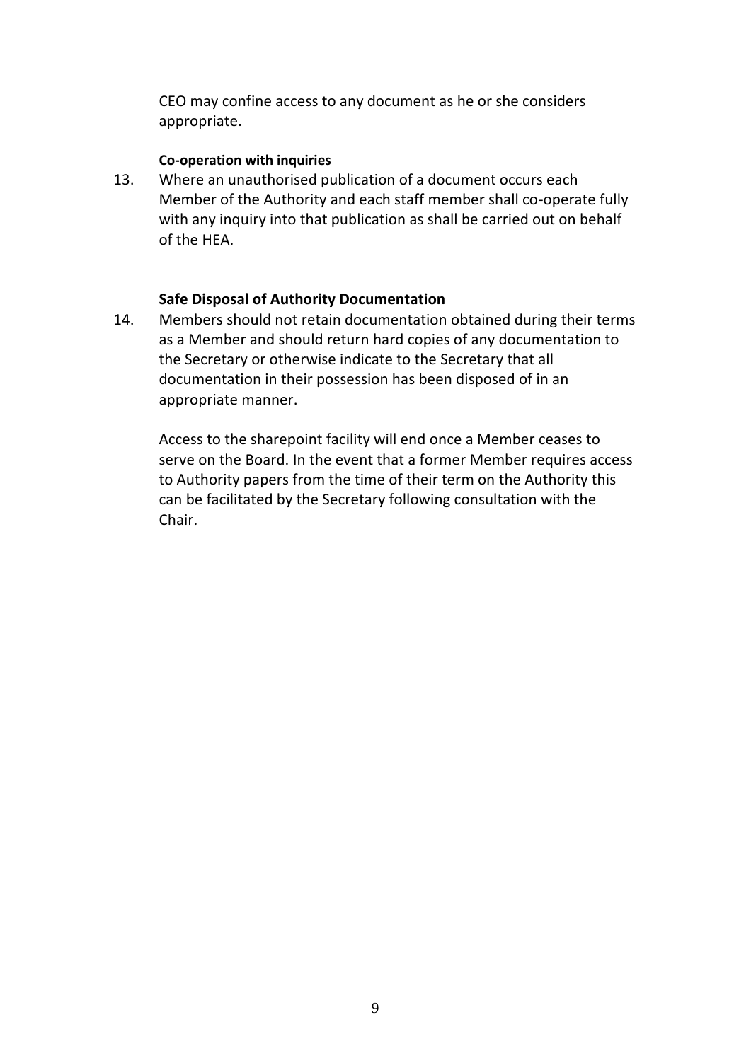CEO may confine access to any document as he or she considers appropriate.

**Co-operation with inquiries**

13. Where an unauthorised publication of a document occurs each Member of the Authority and each staff member shall co-operate fully with any inquiry into that publication as shall be carried out on behalf of the HEA.

**Safe Disposal of Authority Documentation**

14. Members should not retain documentation obtained during their terms as a Member and should return hard copies of any documentation to the Secretary or otherwise indicate to the Secretary that all documentation in their possession has been disposed of in an appropriate manner.

    Access to the sharepoint facility will end once a Member ceases to serve on the Board. In the event that a former Member requires access to Authority papers from the time of their term on the Authority this can be facilitated by the Secretary following consultation with the Chair.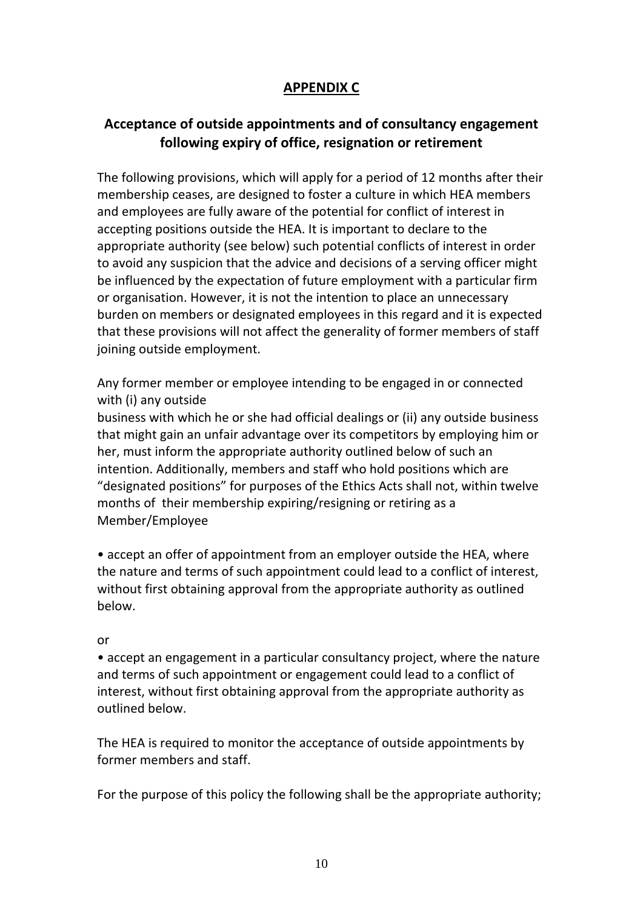## APPENDIX C

## Acceptance of outside appointments and of consultancy engagement following expiry of office, resignation or retirement

The following provisions, which will apply for a period of 12 months after their membership ceases, are designed to foster a culture in which HEA members and employees are fully aware of the potential for conflict of interest in accepting positions outside the HEA. It is important to declare to the appropriate authority (see below) such potential conflicts of interest in order to avoid any suspicion that the advice and decisions of a serving officer might be influenced by the expectation of future employment with a particular firm or organisation. However, it is not the intention to place an unnecessary burden on members or designated employees in this regard and it is expected that these provisions will not affect the generality of former members of staff joining outside employment.

Any former member or employee intending to be engaged in or connected with (i) any outside business with which he or she had official dealings or (ii) any outside business that might gain an unfair advantage over its competitors by employing him or her, must inform the appropriate authority outlined below of such an intention. Additionally, members and staff who hold positions which are "designated positions" for purposes of the Ethics Acts shall not, within twelve months of their membership expiring/resigning or retiring as a Member/Employee

- accept an offer of appointment from an employer outside the HEA, where the nature and terms of such appointment could lead to a conflict of interest, without first obtaining approval from the appropriate authority as outlined below.

or

- accept an engagement in a particular consultancy project, where the nature and terms of such appointment or engagement could lead to a conflict of interest, without first obtaining approval from the appropriate authority as outlined below.

The HEA is required to monitor the acceptance of outside appointments by former members and staff.

For the purpose of this policy the following shall be the appropriate authority;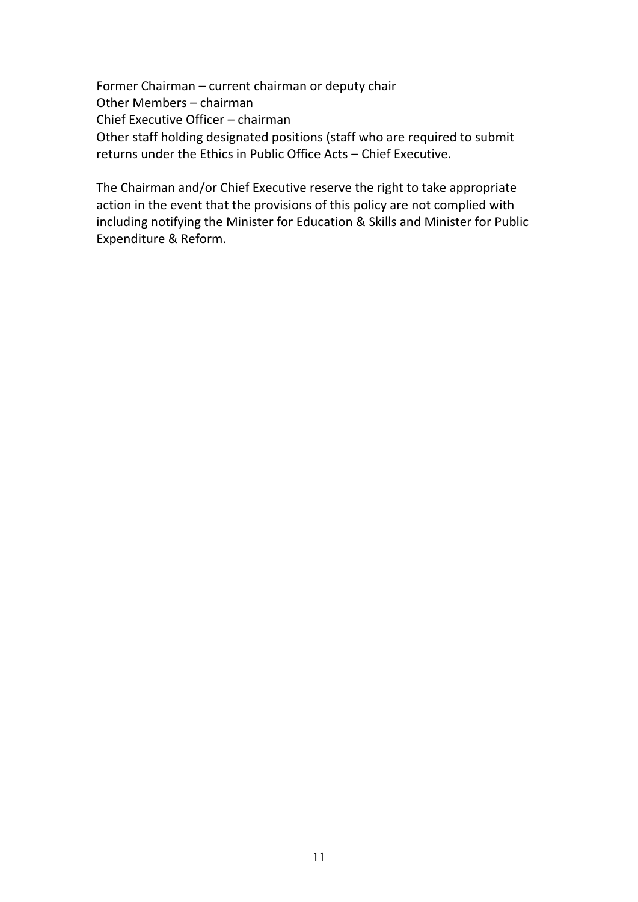Former Chairman – current chairman or deputy chair
Other Members – chairman
Chief Executive Officer – chairman
Other staff holding designated positions (staff who are required to submit returns under the Ethics in Public Office Acts – Chief Executive.

The Chairman and/or Chief Executive reserve the right to take appropriate action in the event that the provisions of this policy are not complied with including notifying the Minister for Education & Skills and Minister for Public Expenditure & Reform.